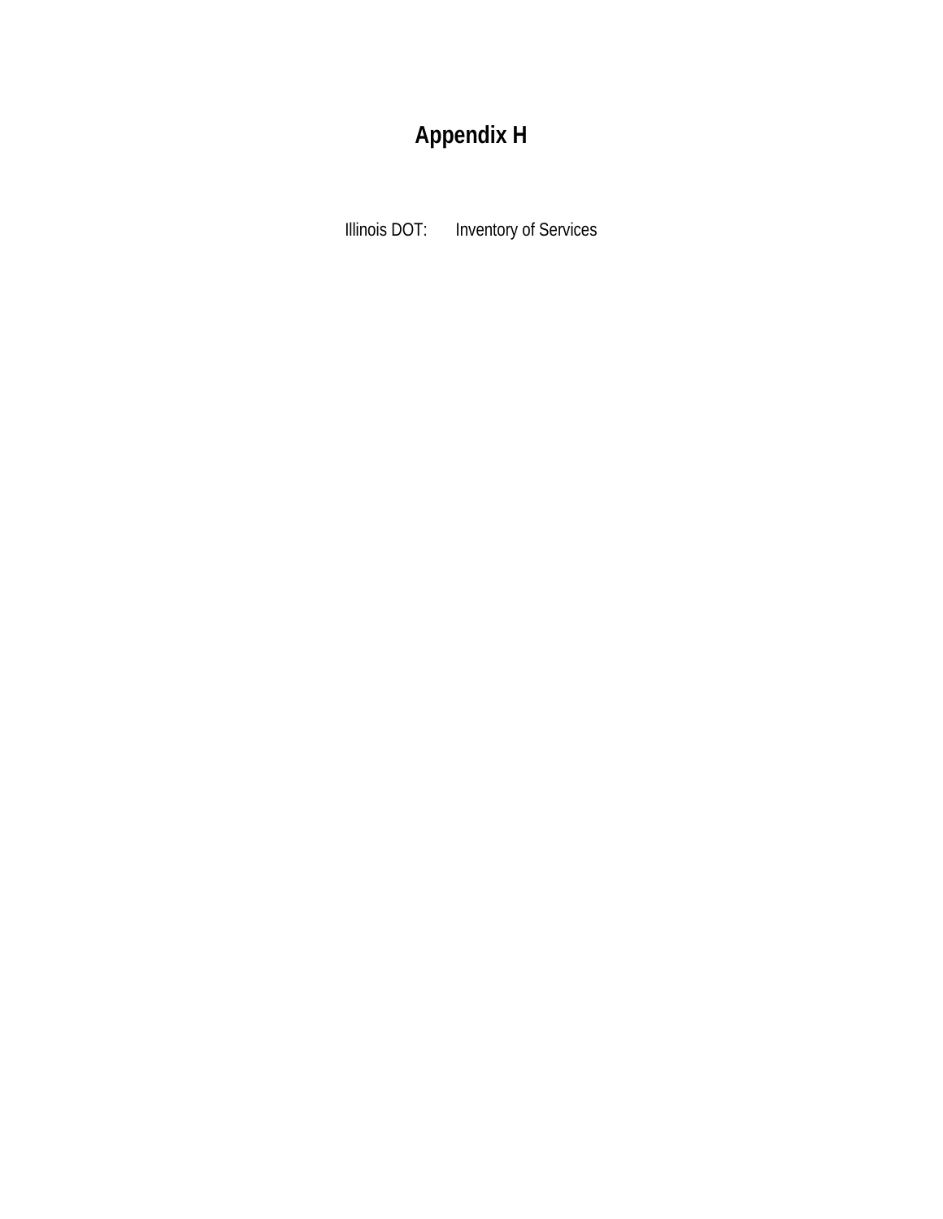# Appendix H

Illinois DOT: Inventory of Services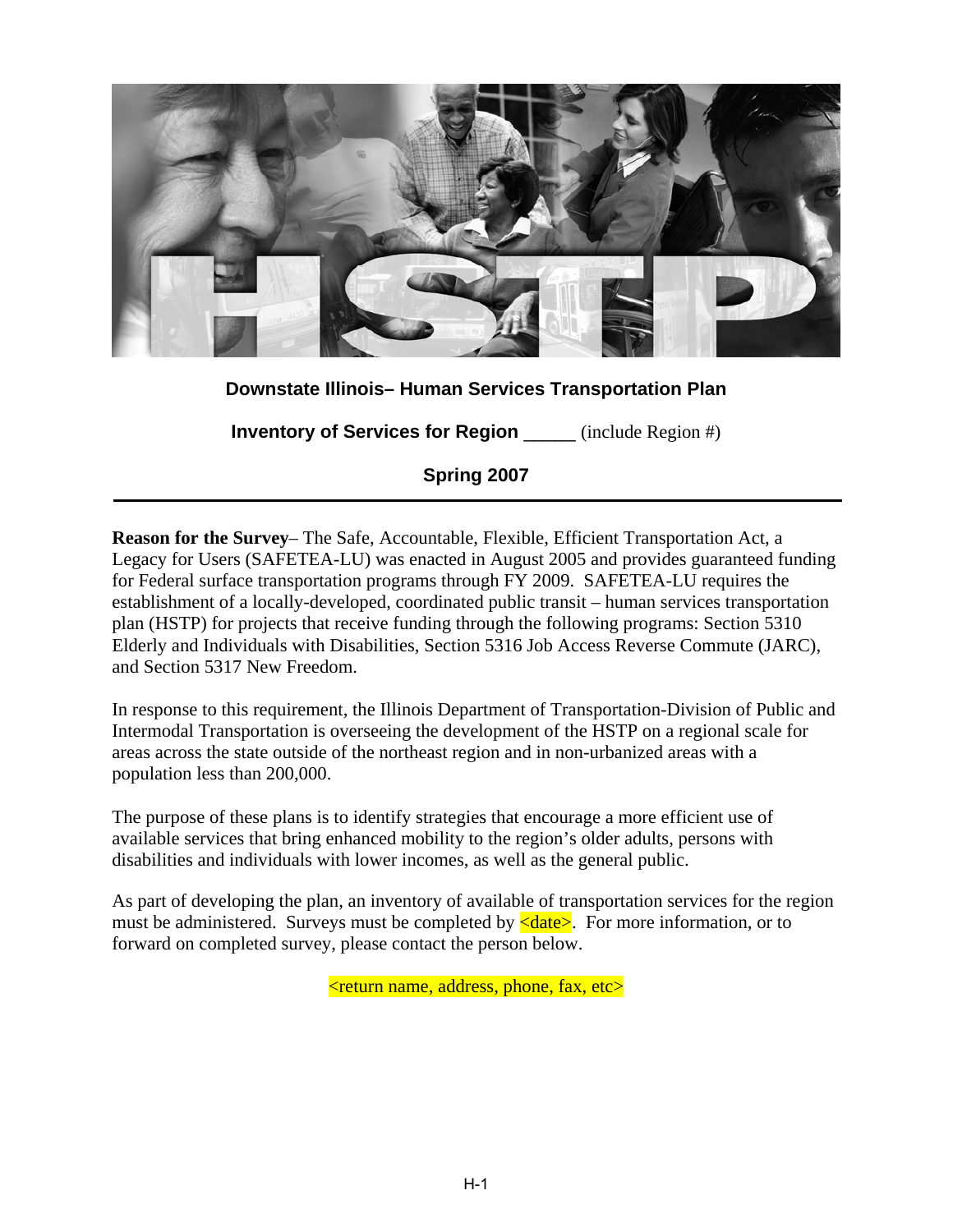**Downstate Illinois– Human Services Transportation Plan**

**Inventory of Services for Region** _____ (include Region #)

**Spring 2007**

---

**Reason for the Survey**– The Safe, Accountable, Flexible, Efficient Transportation Act, a Legacy for Users (SAFETEA-LU) was enacted in August 2005 and provides guaranteed funding for Federal surface transportation programs through FY 2009. SAFETEA-LU requires the establishment of a locally-developed, coordinated public transit – human services transportation plan (HSTP) for projects that receive funding through the following programs: Section 5310 Elderly and Individuals with Disabilities, Section 5316 Job Access Reverse Commute (JARC), and Section 5317 New Freedom.

In response to this requirement, the Illinois Department of Transportation-Division of Public and Intermodal Transportation is overseeing the development of the HSTP on a regional scale for areas across the state outside of the northeast region and in non-urbanized areas with a population less than 200,000.

The purpose of these plans is to identify strategies that encourage a more efficient use of available services that bring enhanced mobility to the region's older adults, persons with disabilities and individuals with lower incomes, as well as the general public.

As part of developing the plan, an inventory of available of transportation services for the region must be administered. Surveys must be completed by <date>. For more information, or to forward on completed survey, please contact the person below.

<return name, address, phone, fax, etc>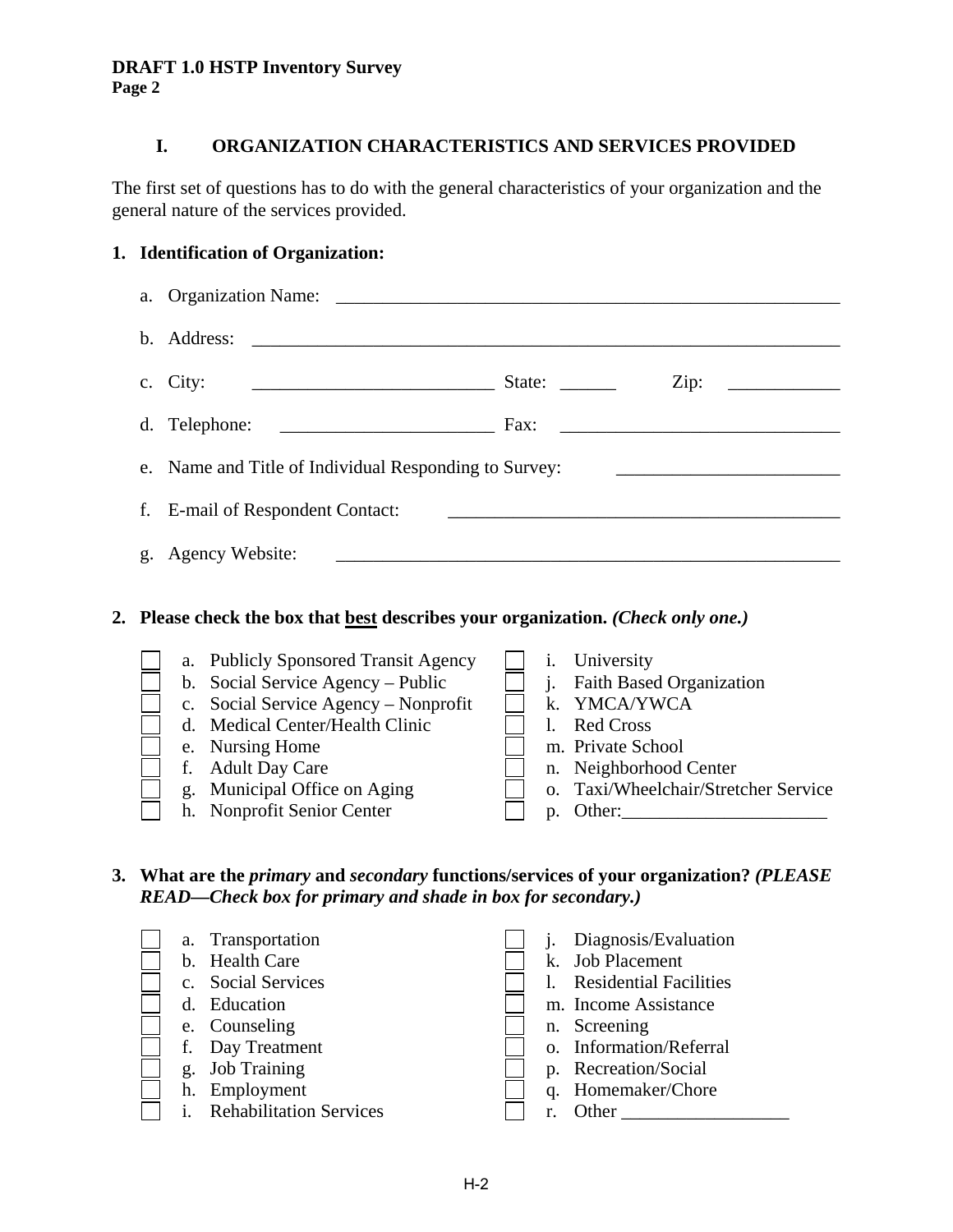## I. ORGANIZATION CHARACTERISTICS AND SERVICES PROVIDED

The first set of questions has to do with the general characteristics of your organization and the general nature of the services provided.

**1. Identification of Organization:**

a. Organization Name: ______________________________________________

b. Address: ______________________________________________

c. City: __________________________ State: ______ Zip: ____________

d. Telephone: _______________________ Fax: ______________________________

e. Name and Title of Individual Responding to Survey: ________________________

f. E-mail of Respondent Contact: ___________________________________________

g. Agency Website: ______________________________________________

**2. Please check the box that <u>best</u> describes your organization.** ***(Check only one.)***

- ☐ a. Publicly Sponsored Transit Agency
- ☐ b. Social Service Agency – Public
- ☐ c. Social Service Agency – Nonprofit
- ☐ d. Medical Center/Health Clinic
- ☐ e. Nursing Home
- ☐ f. Adult Day Care
- ☐ g. Municipal Office on Aging
- ☐ h. Nonprofit Senior Center
- ☐ i. University
- ☐ j. Faith Based Organization
- ☐ k. YMCA/YWCA
- ☐ l. Red Cross
- ☐ m. Private School
- ☐ n. Neighborhood Center
- ☐ o. Taxi/Wheelchair/Stretcher Service
- ☐ p. Other:______________________

**3. What are the *primary* and *secondary* functions/services of your organization?** ***(PLEASE READ—Check box for primary and shade in box for secondary.)***

- ☐ a. Transportation
- ☐ b. Health Care
- ☐ c. Social Services
- ☐ d. Education
- ☐ e. Counseling
- ☐ f. Day Treatment
- ☐ g. Job Training
- ☐ h. Employment
- ☐ i. Rehabilitation Services
- ☐ j. Diagnosis/Evaluation
- ☐ k. Job Placement
- ☐ l. Residential Facilities
- ☐ m. Income Assistance
- ☐ n. Screening
- ☐ o. Information/Referral
- ☐ p. Recreation/Social
- ☐ q. Homemaker/Chore
- ☐ r. Other __________________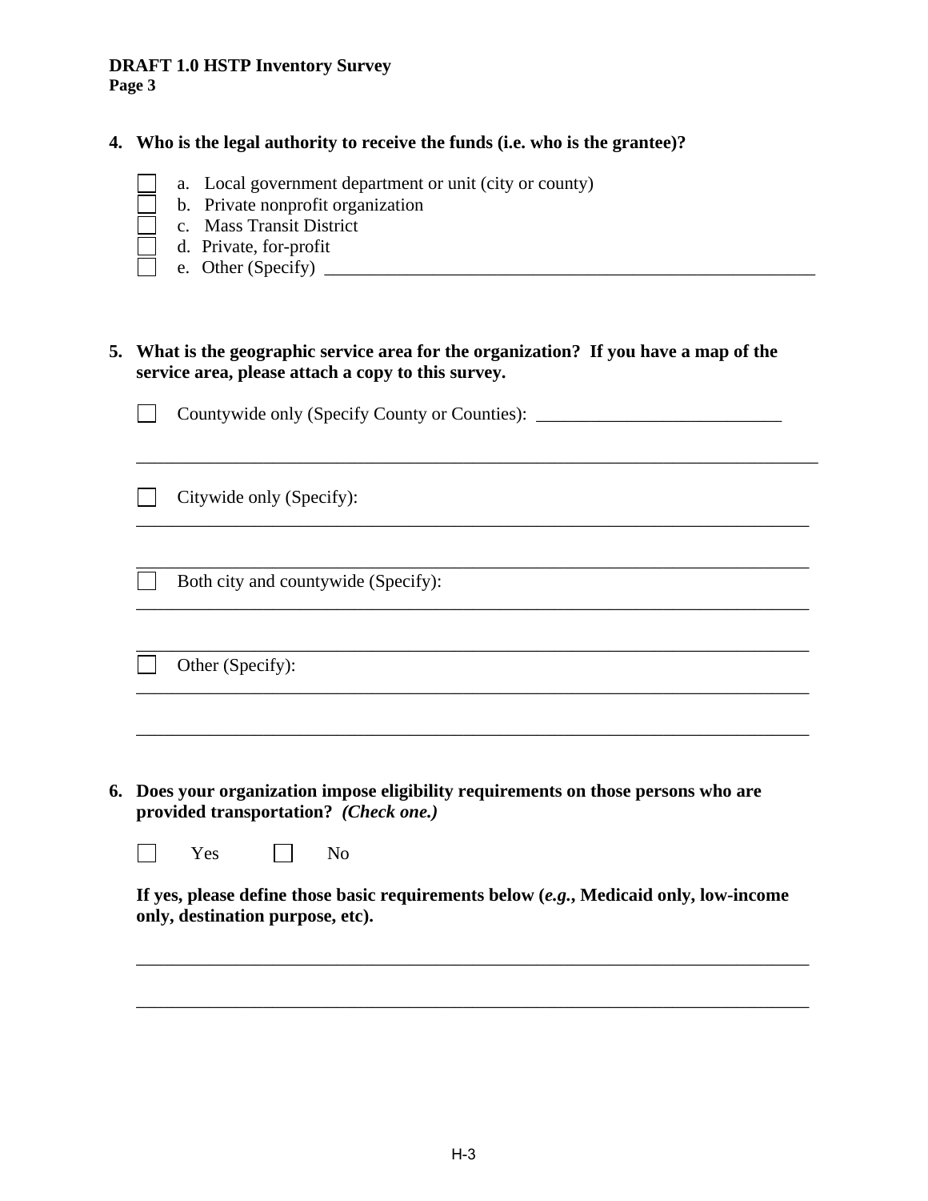4. **Who is the legal authority to receive the funds (i.e. who is the grantee)?**

- ☐ a. Local government department or unit (city or county)
- ☐ b. Private nonprofit organization
- ☐ c. Mass Transit District
- ☐ d. Private, for-profit
- ☐ e. Other (Specify) ______________________________________________________

5. **What is the geographic service area for the organization? If you have a map of the service area, please attach a copy to this survey.**

☐ Countywide only (Specify County or Counties): ___________________________

_____________________________________________________________________________

☐ Citywide only (Specify):

_____________________________________________________________________________

_____________________________________________________________________________

☐ Both city and countywide (Specify):

_____________________________________________________________________________

_____________________________________________________________________________

☐ Other (Specify):

_____________________________________________________________________________

_____________________________________________________________________________

6. **Does your organization impose eligibility requirements on those persons who are provided transportation?** ***(Check one.)***

☐ Yes ☐ No

**If yes, please define those basic requirements below (*e.g.*, Medicaid only, low-income only, destination purpose, etc).**

_____________________________________________________________________________

_____________________________________________________________________________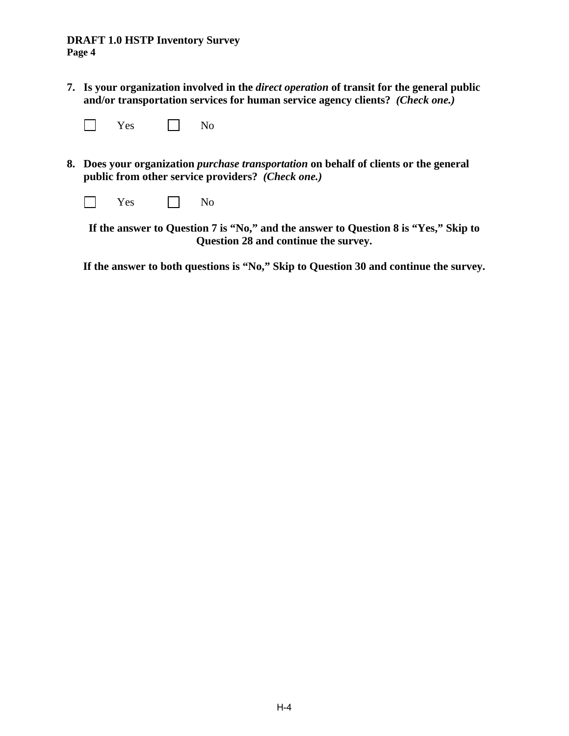**7. Is your organization involved in the *direct operation* of transit for the general public and/or transportation services for human service agency clients? *(Check one.)***

☐ Yes ☐ No

**8. Does your organization *purchase transportation* on behalf of clients or the general public from other service providers? *(Check one.)***

☐ Yes ☐ No

**If the answer to Question 7 is "No," and the answer to Question 8 is "Yes," Skip to Question 28 and continue the survey.**

**If the answer to both questions is "No," Skip to Question 30 and continue the survey.**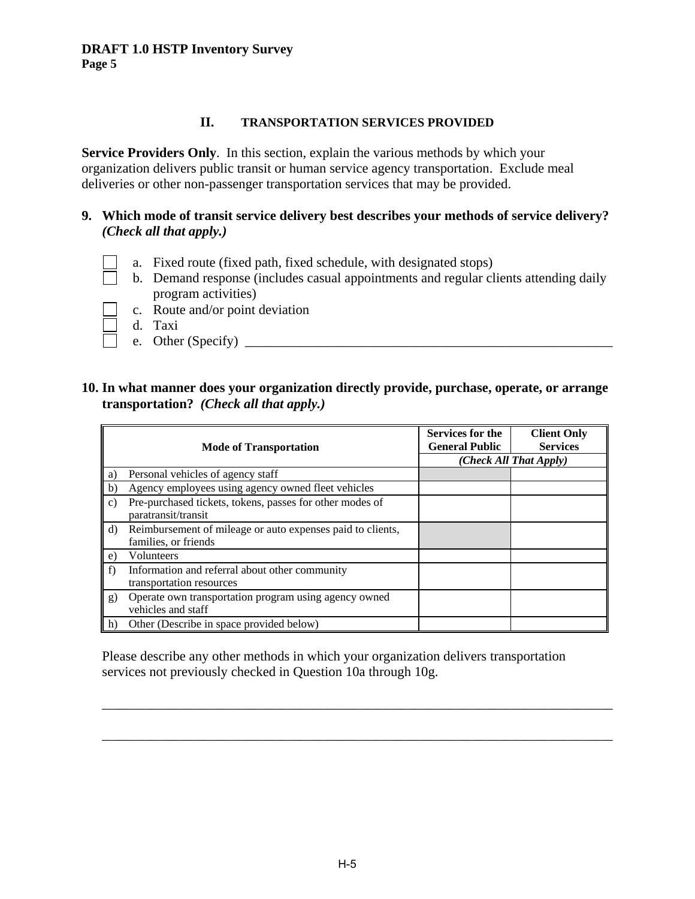## II. TRANSPORTATION SERVICES PROVIDED

**Service Providers Only**. In this section, explain the various methods by which your organization delivers public transit or human service agency transportation. Exclude meal deliveries or other non-passenger transportation services that may be provided.

**9. Which mode of transit service delivery best describes your methods of service delivery? *(Check all that apply.)***

- ☐ a. Fixed route (fixed path, fixed schedule, with designated stops)
- ☐ b. Demand response (includes casual appointments and regular clients attending daily program activities)
- ☐ c. Route and/or point deviation
- ☐ d. Taxi
- ☐ e. Other (Specify) ____________________________________________________________

**10. In what manner does your organization directly provide, purchase, operate, or arrange transportation? *(Check all that apply.)***

| | Mode of Transportation | Services for the General Public | Client Only Services |
|---|---|---|---|
| | | *(Check All That Apply)* | |
| a) | Personal vehicles of agency staff | | |
| b) | Agency employees using agency owned fleet vehicles | | |
| c) | Pre-purchased tickets, tokens, passes for other modes of paratransit/transit | | |
| d) | Reimbursement of mileage or auto expenses paid to clients, families, or friends | | |
| e) | Volunteers | | |
| f) | Information and referral about other community transportation resources | | |
| g) | Operate own transportation program using agency owned vehicles and staff | | |
| h) | Other (Describe in space provided below) | | |

Please describe any other methods in which your organization delivers transportation services not previously checked in Question 10a through 10g.

______________________________________________________________________________

______________________________________________________________________________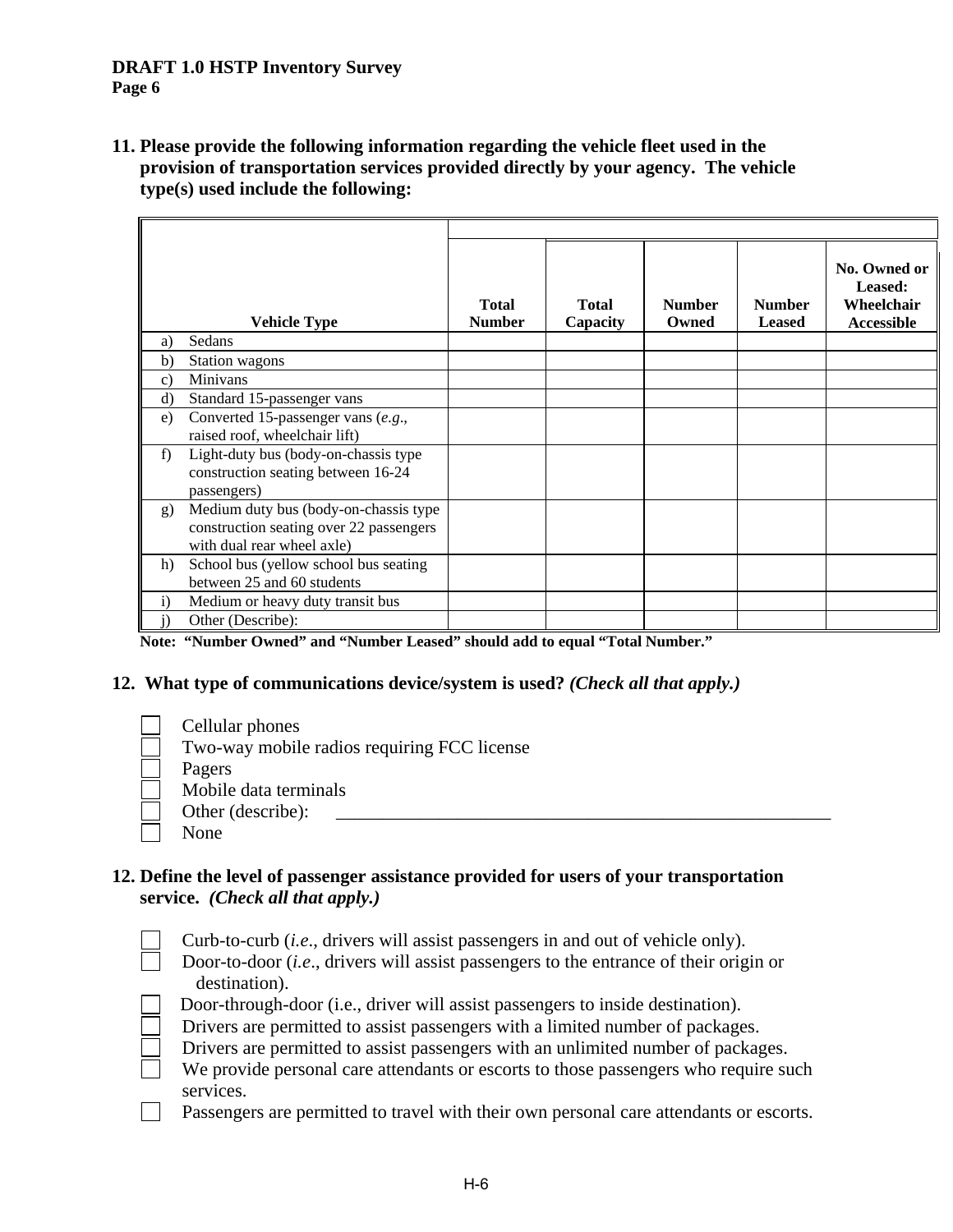**DRAFT 1.0 HSTP Inventory Survey**
**Page 6**

**11. Please provide the following information regarding the vehicle fleet used in the provision of transportation services provided directly by your agency. The vehicle type(s) used include the following:**

| Vehicle Type | Total Number | Total Capacity | Number Owned | Number Leased | No. Owned or Leased: Wheelchair Accessible |
|---|---|---|---|---|---|
| a) Sedans | | | | | |
| b) Station wagons | | | | | |
| c) Minivans | | | | | |
| d) Standard 15-passenger vans | | | | | |
| e) Converted 15-passenger vans (*e.g*., raised roof, wheelchair lift) | | | | | |
| f) Light-duty bus (body-on-chassis type construction seating between 16-24 passengers) | | | | | |
| g) Medium duty bus (body-on-chassis type construction seating over 22 passengers with dual rear wheel axle) | | | | | |
| h) School bus (yellow school bus seating between 25 and 60 students | | | | | |
| i) Medium or heavy duty transit bus | | | | | |
| j) Other (Describe): | | | | | |

**Note: "Number Owned" and "Number Leased" should add to equal "Total Number."**

**12. What type of communications device/system is used?** ***(Check all that apply.)***

- ☐ Cellular phones
- ☐ Two-way mobile radios requiring FCC license
- ☐ Pagers
- ☐ Mobile data terminals
- ☐ Other (describe): _______________________________________________
- ☐ None

**12. Define the level of passenger assistance provided for users of your transportation service.** ***(Check all that apply.)***

- ☐ Curb-to-curb (*i.e*., drivers will assist passengers in and out of vehicle only).
- ☐ Door-to-door (*i.e*., drivers will assist passengers to the entrance of their origin or destination).
- ☐ Door-through-door (i.e., driver will assist passengers to inside destination).
- ☐ Drivers are permitted to assist passengers with a limited number of packages.
- ☐ Drivers are permitted to assist passengers with an unlimited number of packages.
- ☐ We provide personal care attendants or escorts to those passengers who require such services.
- ☐ Passengers are permitted to travel with their own personal care attendants or escorts.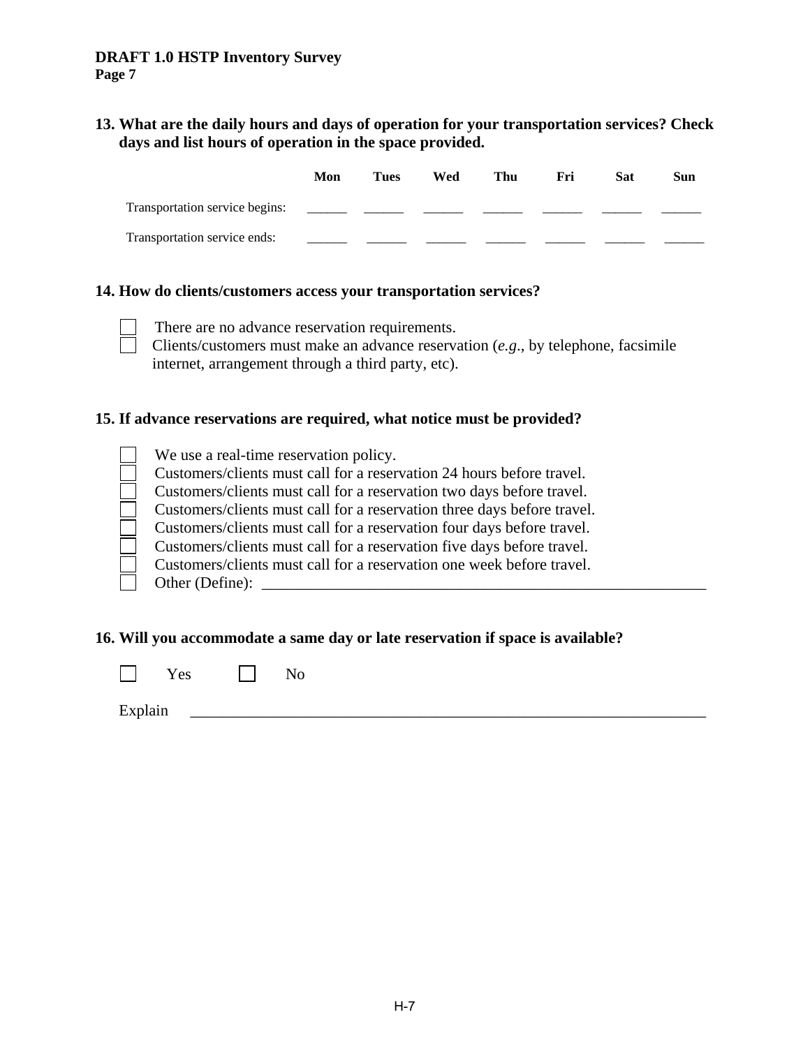**13. What are the daily hours and days of operation for your transportation services? Check days and list hours of operation in the space provided.**

| | Mon | Tues | Wed | Thu | Fri | Sat | Sun |
|---|---|---|---|---|---|---|---|
| Transportation service begins: | ______ | ______ | ______ | ______ | ______ | ______ | ______ |
| Transportation service ends: | ______ | ______ | ______ | ______ | ______ | ______ | ______ |

**14. How do clients/customers access your transportation services?**

- ☐ There are no advance reservation requirements.
- ☐ Clients/customers must make an advance reservation (*e.g*., by telephone, facsimile internet, arrangement through a third party, etc).

**15. If advance reservations are required, what notice must be provided?**

- ☐ We use a real-time reservation policy.
- ☐ Customers/clients must call for a reservation 24 hours before travel.
- ☐ Customers/clients must call for a reservation two days before travel.
- ☐ Customers/clients must call for a reservation three days before travel.
- ☐ Customers/clients must call for a reservation four days before travel.
- ☐ Customers/clients must call for a reservation five days before travel.
- ☐ Customers/clients must call for a reservation one week before travel.
- ☐ Other (Define): ____________________________________________________________

**16. Will you accommodate a same day or late reservation if space is available?**

☐ Yes ☐ No

Explain ______________________________________________________________________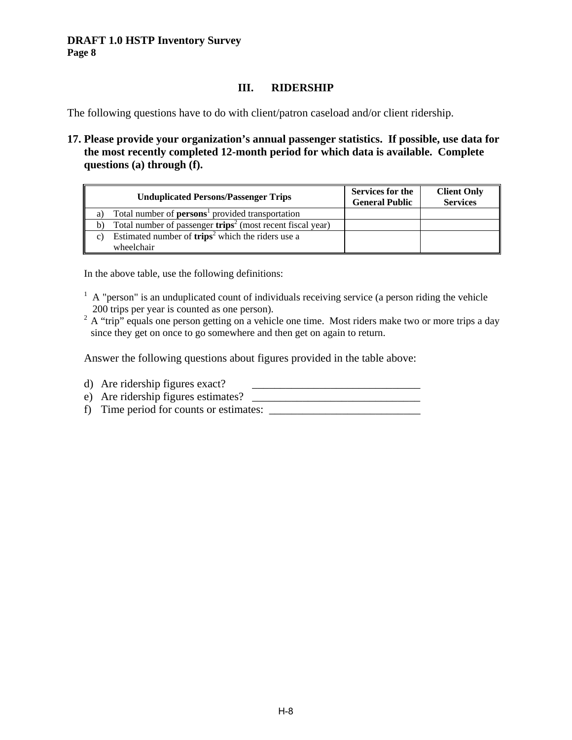## III. RIDERSHIP

The following questions have to do with client/patron caseload and/or client ridership.

**17. Please provide your organization's annual passenger statistics. If possible, use data for the most recently completed 12-month period for which data is available. Complete questions (a) through (f).**

| Unduplicated Persons/Passenger Trips | Services for the General Public | Client Only Services |
|---|---|---|
| a) Total number of **persons**[1] provided transportation | | |
| b) Total number of passenger **trips**[2] (most recent fiscal year) | | |
| c) Estimated number of **trips**[2] which the riders use a wheelchair | | |

In the above table, use the following definitions:

[1] A "person" is an unduplicated count of individuals receiving service (a person riding the vehicle 200 trips per year is counted as one person).
[2] A "trip" equals one person getting on a vehicle one time. Most riders make two or more trips a day since they get on once to go somewhere and then get on again to return.

Answer the following questions about figures provided in the table above:

d) Are ridership figures exact? ______________________________
e) Are ridership figures estimates? ______________________________
f) Time period for counts or estimates: ___________________________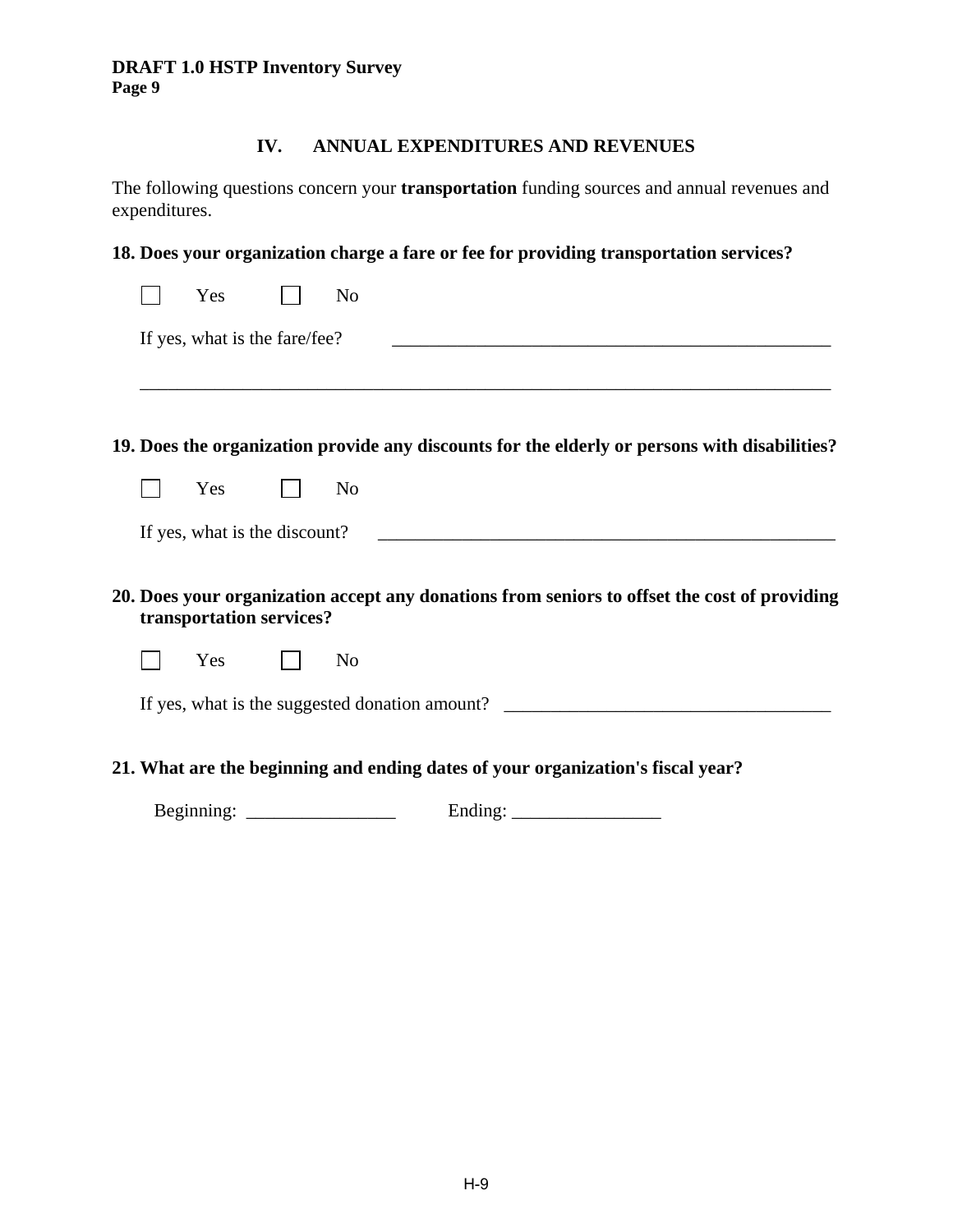## IV. ANNUAL EXPENDITURES AND REVENUES

The following questions concern your **transportation** funding sources and annual revenues and expenditures.

**18. Does your organization charge a fare or fee for providing transportation services?**

☐ Yes ☐ No

If yes, what is the fare/fee? ________________________________________________

______________________________________________________________________________

**19. Does the organization provide any discounts for the elderly or persons with disabilities?**

☐ Yes ☐ No

If yes, what is the discount? ________________________________________________

**20. Does your organization accept any donations from seniors to offset the cost of providing transportation services?**

☐ Yes ☐ No

If yes, what is the suggested donation amount? ____________________________________

**21. What are the beginning and ending dates of your organization's fiscal year?**

Beginning: ________________ Ending: ________________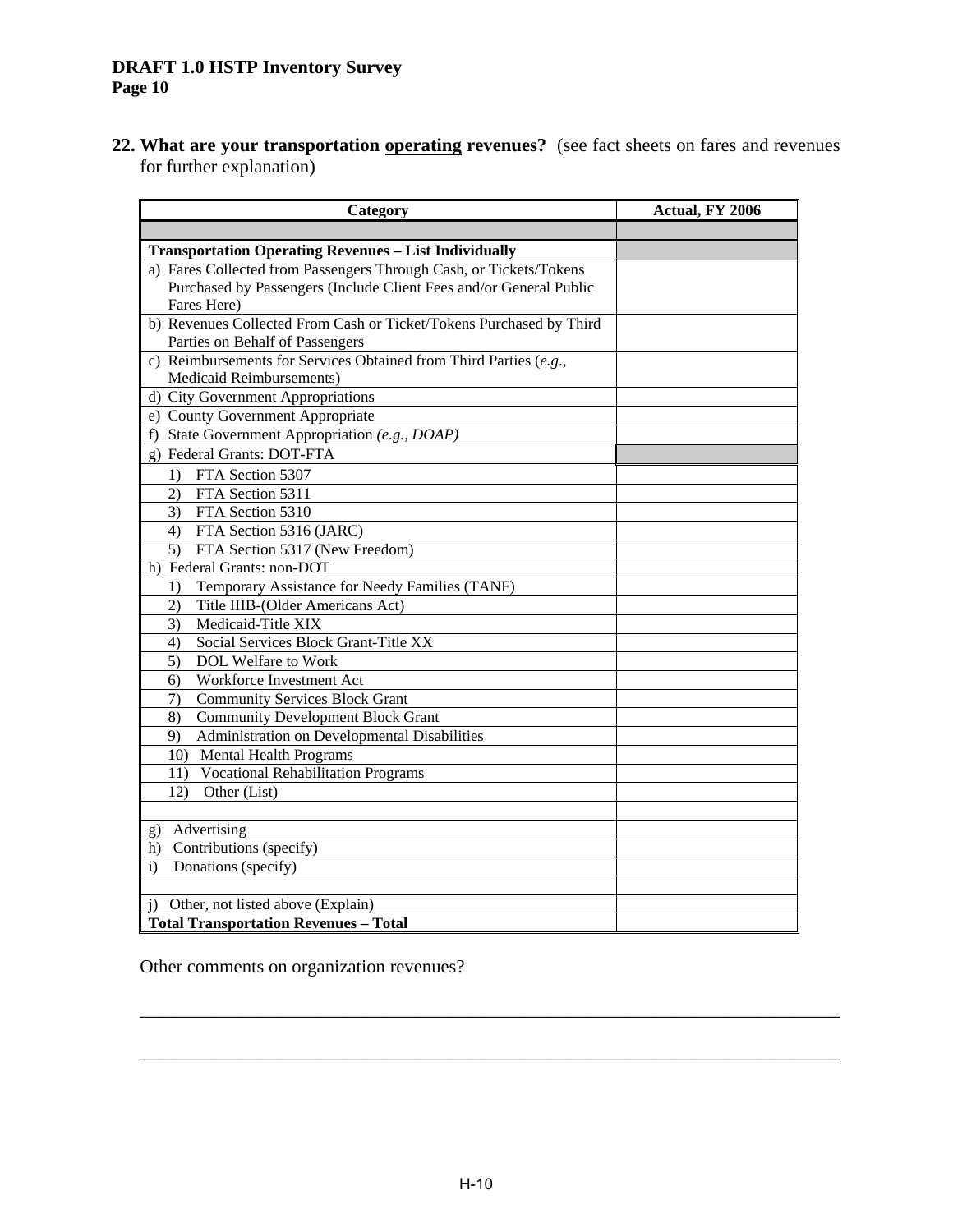**22. What are your transportation <u>operating</u> revenues?** (see fact sheets on fares and revenues for further explanation)

| Category | Actual, FY 2006 |
|---|---|
| | |
| **Transportation Operating Revenues – List Individually** | |
| a) Fares Collected from Passengers Through Cash, or Tickets/Tokens Purchased by Passengers (Include Client Fees and/or General Public Fares Here) | |
| b) Revenues Collected From Cash or Ticket/Tokens Purchased by Third Parties on Behalf of Passengers | |
| c) Reimbursements for Services Obtained from Third Parties (*e.g.*, Medicaid Reimbursements) | |
| d) City Government Appropriations | |
| e) County Government Appropriate | |
| f) State Government Appropriation *(e.g., DOAP)* | |
| g) Federal Grants: DOT-FTA | |
| 1) FTA Section 5307 | |
| 2) FTA Section 5311 | |
| 3) FTA Section 5310 | |
| 4) FTA Section 5316 (JARC) | |
| 5) FTA Section 5317 (New Freedom) | |
| h) Federal Grants: non-DOT | |
| 1) Temporary Assistance for Needy Families (TANF) | |
| 2) Title IIIB-(Older Americans Act) | |
| 3) Medicaid-Title XIX | |
| 4) Social Services Block Grant-Title XX | |
| 5) DOL Welfare to Work | |
| 6) Workforce Investment Act | |
| 7) Community Services Block Grant | |
| 8) Community Development Block Grant | |
| 9) Administration on Developmental Disabilities | |
| 10) Mental Health Programs | |
| 11) Vocational Rehabilitation Programs | |
| 12) Other (List) | |
| | |
| g) Advertising | |
| h) Contributions (specify) | |
| i) Donations (specify) | |
| | |
| j) Other, not listed above (Explain) | |
| **Total Transportation Revenues – Total** | |

Other comments on organization revenues?

_______________________________________________________________________________

_______________________________________________________________________________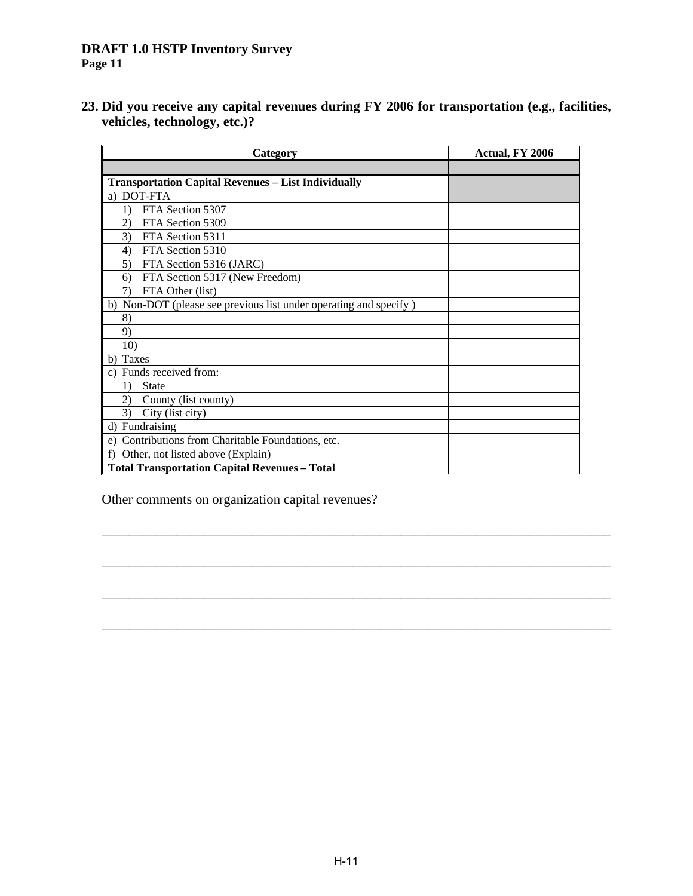**23. Did you receive any capital revenues during FY 2006 for transportation (e.g., facilities, vehicles, technology, etc.)?**

| Category | Actual, FY 2006 |
|---|---|
| | |
| **Transportation Capital Revenues – List Individually** | |
| a) DOT-FTA | |
| 1) FTA Section 5307 | |
| 2) FTA Section 5309 | |
| 3) FTA Section 5311 | |
| 4) FTA Section 5310 | |
| 5) FTA Section 5316 (JARC) | |
| 6) FTA Section 5317 (New Freedom) | |
| 7) FTA Other (list) | |
| b) Non-DOT (please see previous list under operating and specify ) | |
| 8) | |
| 9) | |
| 10) | |
| b) Taxes | |
| c) Funds received from: | |
| 1) State | |
| 2) County (list county) | |
| 3) City (list city) | |
| d) Fundraising | |
| e) Contributions from Charitable Foundations, etc. | |
| f) Other, not listed above (Explain) | |
| **Total Transportation Capital Revenues – Total** | |

Other comments on organization capital revenues?

________________________________________________________________________

________________________________________________________________________

________________________________________________________________________

________________________________________________________________________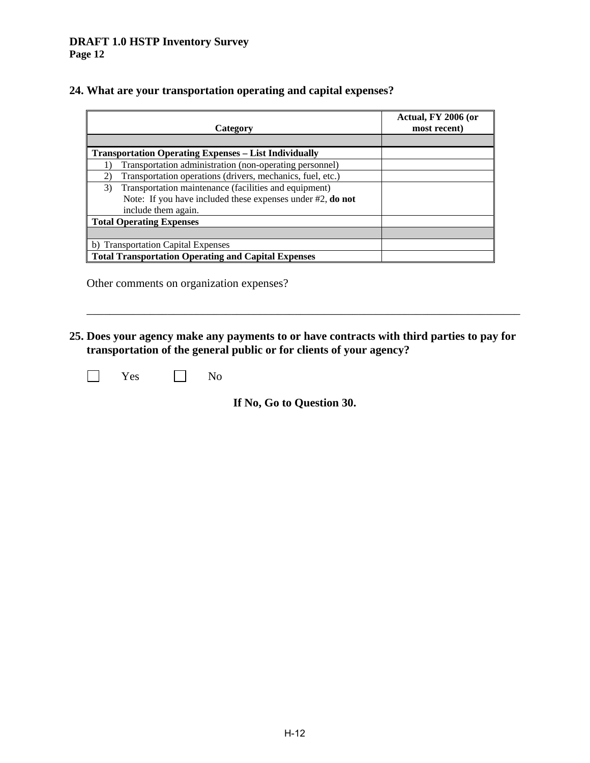## 24. What are your transportation operating and capital expenses?

| Category | Actual, FY 2006 (or most recent) |
|---|---|
| | |
| **Transportation Operating Expenses – List Individually** | |
| 1) Transportation administration (non-operating personnel) | |
| 2) Transportation operations (drivers, mechanics, fuel, etc.) | |
| 3) Transportation maintenance (facilities and equipment) Note: If you have included these expenses under #2, **do not** include them again. | |
| **Total Operating Expenses** | |
| | |
| b) Transportation Capital Expenses | |
| **Total Transportation Operating and Capital Expenses** | |

Other comments on organization expenses?

___________________________________________________________________________

## 25. Does your agency make any payments to or have contracts with third parties to pay for transportation of the general public or for clients of your agency?

☐ Yes ☐ No

**If No, Go to Question 30.**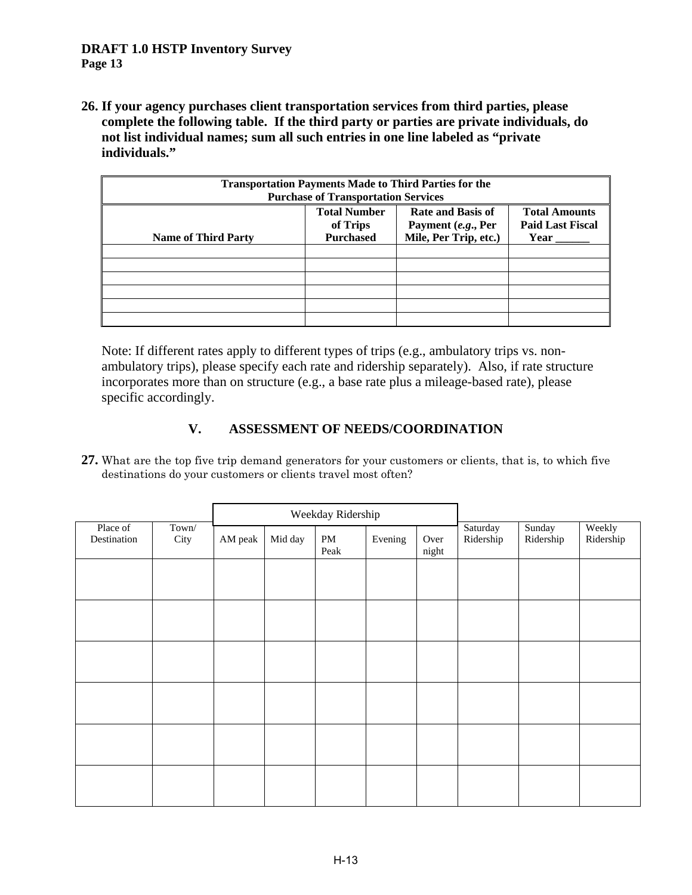**26. If your agency purchases client transportation services from third parties, please complete the following table. If the third party or parties are private individuals, do not list individual names; sum all such entries in one line labeled as "private individuals."**

| **Transportation Payments Made to Third Parties for the Purchase of Transportation Services** | | | |
|---|---|---|---|
| **Name of Third Party** | **Total Number of Trips Purchased** | **Rate and Basis of Payment (*e.g.*, Per Mile, Per Trip, etc.)** | **Total Amounts Paid Last Fiscal Year ______** |
| | | | |
| | | | |
| | | | |
| | | | |
| | | | |
| | | | |

Note: If different rates apply to different types of trips (e.g., ambulatory trips vs. non-ambulatory trips), please specify each rate and ridership separately). Also, if rate structure incorporates more than on structure (e.g., a base rate plus a mileage-based rate), please specific accordingly.

## V. ASSESSMENT OF NEEDS/COORDINATION

**27.** What are the top five trip demand generators for your customers or clients, that is, to which five destinations do your customers or clients travel most often?

| | | Weekday Ridership | | | | | | | |
|---|---|---|---|---|---|---|---|---|---|
| Place of Destination | Town/ City | AM peak | Mid day | PM Peak | Evening | Over night | Saturday Ridership | Sunday Ridership | Weekly Ridership |
| | | | | | | | | | |
| | | | | | | | | | |
| | | | | | | | | | |
| | | | | | | | | | |
| | | | | | | | | | |
| | | | | | | | | | |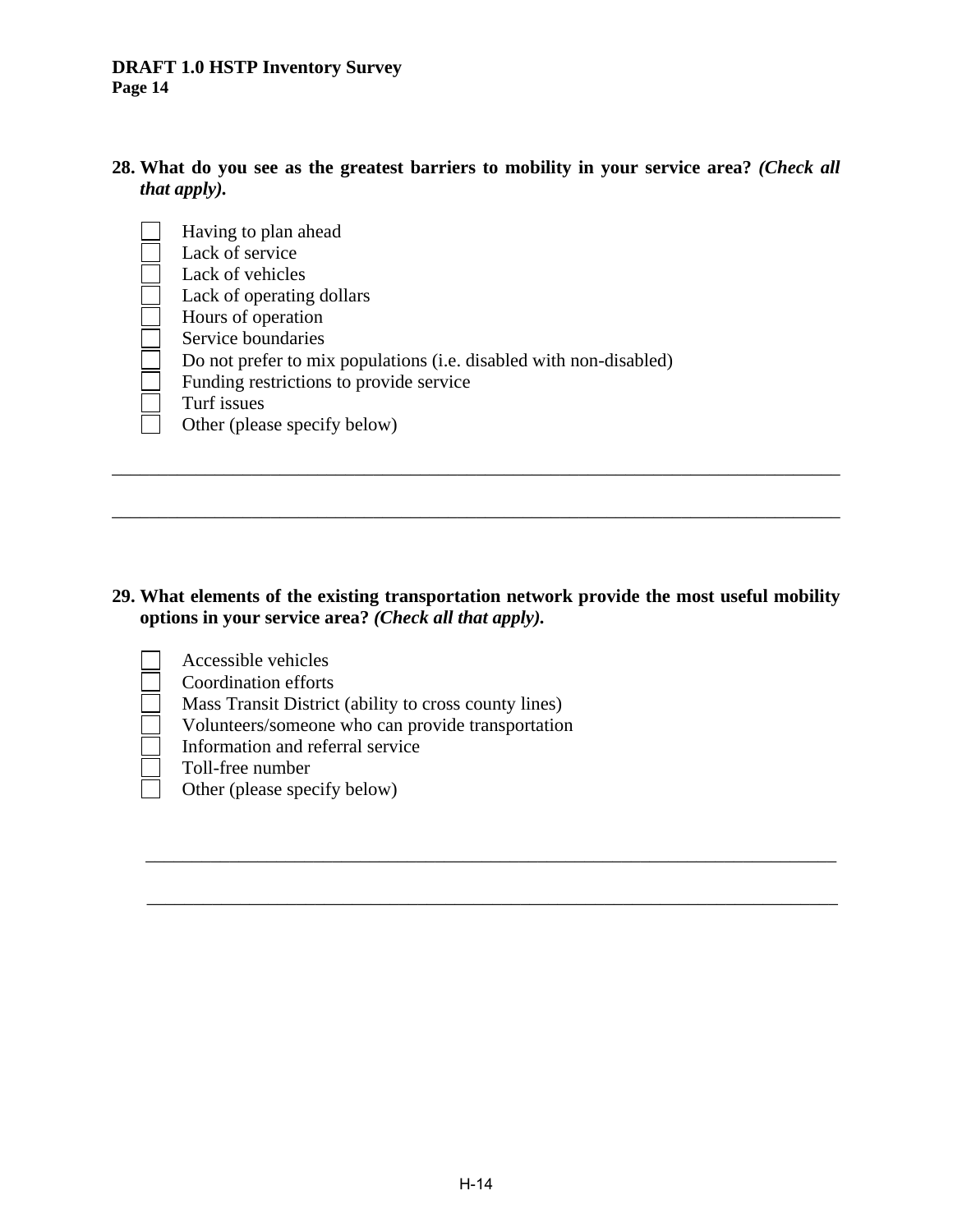**28. What do you see as the greatest barriers to mobility in your service area?** ***(Check all that apply).***

- ☐ Having to plan ahead
- ☐ Lack of service
- ☐ Lack of vehicles
- ☐ Lack of operating dollars
- ☐ Hours of operation
- ☐ Service boundaries
- ☐ Do not prefer to mix populations (i.e. disabled with non-disabled)
- ☐ Funding restrictions to provide service
- ☐ Turf issues
- ☐ Other (please specify below)

\_\_\_\_\_\_\_\_\_\_\_\_\_\_\_\_\_\_\_\_\_\_\_\_\_\_\_\_\_\_\_\_\_\_\_\_\_\_\_\_\_\_\_\_\_\_\_\_\_\_\_\_\_\_\_\_\_\_\_\_\_\_\_\_\_\_\_\_\_\_\_\_\_\_\_\_

\_\_\_\_\_\_\_\_\_\_\_\_\_\_\_\_\_\_\_\_\_\_\_\_\_\_\_\_\_\_\_\_\_\_\_\_\_\_\_\_\_\_\_\_\_\_\_\_\_\_\_\_\_\_\_\_\_\_\_\_\_\_\_\_\_\_\_\_\_\_\_\_\_\_\_\_

**29. What elements of the existing transportation network provide the most useful mobility options in your service area?** ***(Check all that apply).***

- ☐ Accessible vehicles
- ☐ Coordination efforts
- ☐ Mass Transit District (ability to cross county lines)
- ☐ Volunteers/someone who can provide transportation
- ☐ Information and referral service
- ☐ Toll-free number
- ☐ Other (please specify below)

\_\_\_\_\_\_\_\_\_\_\_\_\_\_\_\_\_\_\_\_\_\_\_\_\_\_\_\_\_\_\_\_\_\_\_\_\_\_\_\_\_\_\_\_\_\_\_\_\_\_\_\_\_\_\_\_\_\_\_\_\_\_\_\_\_\_\_\_\_\_\_\_\_\_

\_\_\_\_\_\_\_\_\_\_\_\_\_\_\_\_\_\_\_\_\_\_\_\_\_\_\_\_\_\_\_\_\_\_\_\_\_\_\_\_\_\_\_\_\_\_\_\_\_\_\_\_\_\_\_\_\_\_\_\_\_\_\_\_\_\_\_\_\_\_\_\_\_\_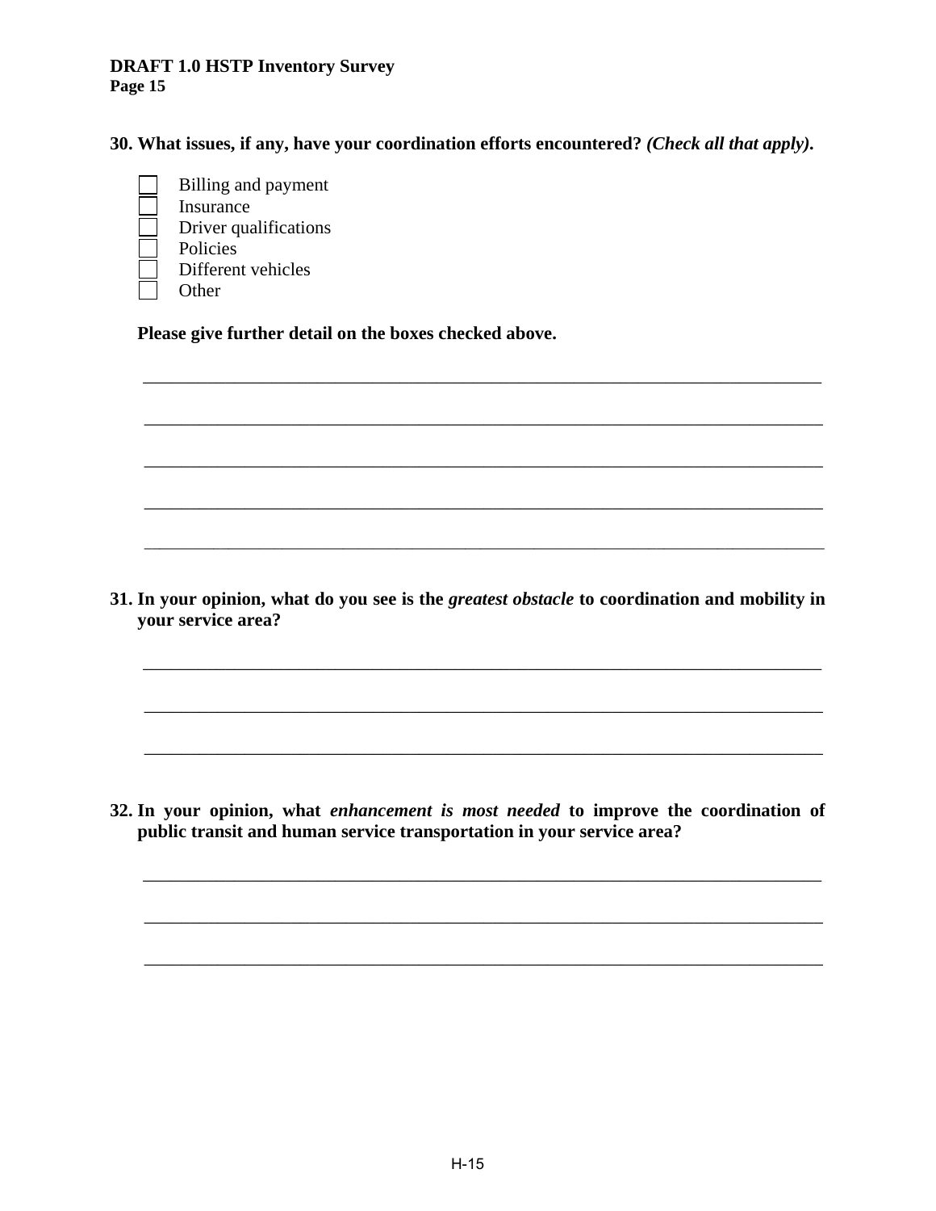**30. What issues, if any, have your coordination efforts encountered?** ***(Check all that apply)*.**

- ☐ Billing and payment
- ☐ Insurance
- ☐ Driver qualifications
- ☐ Policies
- ☐ Different vehicles
- ☐ Other

**Please give further detail on the boxes checked above.**

_______________________________________________________________________________

_______________________________________________________________________________

_______________________________________________________________________________

_______________________________________________________________________________

_______________________________________________________________________________

**31. In your opinion, what do you see is the *greatest obstacle* to coordination and mobility in your service area?**

_______________________________________________________________________________

_______________________________________________________________________________

_______________________________________________________________________________

**32. In your opinion, what *enhancement is most needed* to improve the coordination of public transit and human service transportation in your service area?**

_______________________________________________________________________________

_______________________________________________________________________________

_______________________________________________________________________________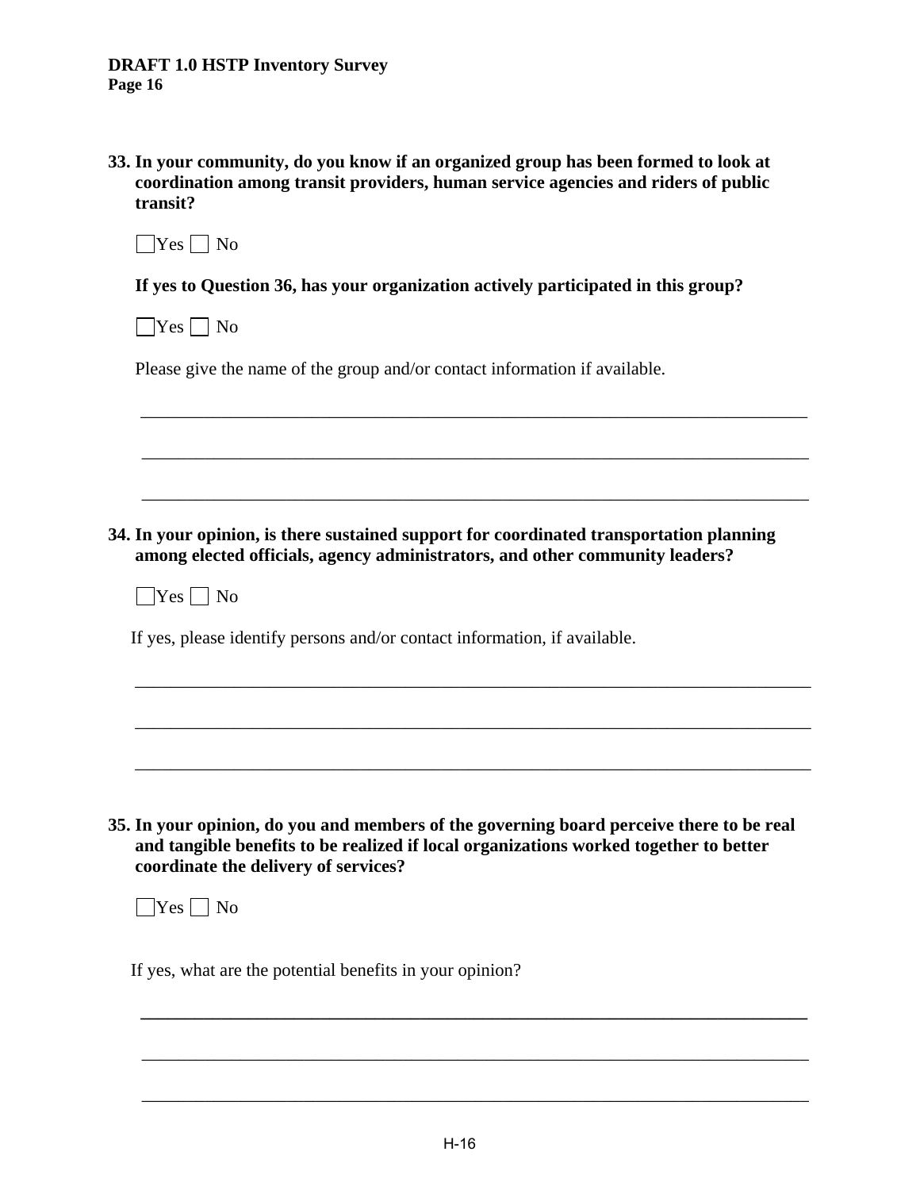**33. In your community, do you know if an organized group has been formed to look at coordination among transit providers, human service agencies and riders of public transit?**

☐ Yes ☐ No

**If yes to Question 36, has your organization actively participated in this group?**

☐ Yes ☐ No

Please give the name of the group and/or contact information if available.

\_\_\_\_\_\_\_\_\_\_\_\_\_\_\_\_\_\_\_\_\_\_\_\_\_\_\_\_\_\_\_\_\_\_\_\_\_\_\_\_\_\_\_\_\_\_\_\_\_\_\_\_\_\_\_\_\_\_\_\_\_\_\_\_\_\_\_\_\_\_\_\_

\_\_\_\_\_\_\_\_\_\_\_\_\_\_\_\_\_\_\_\_\_\_\_\_\_\_\_\_\_\_\_\_\_\_\_\_\_\_\_\_\_\_\_\_\_\_\_\_\_\_\_\_\_\_\_\_\_\_\_\_\_\_\_\_\_\_\_\_\_\_\_\_

\_\_\_\_\_\_\_\_\_\_\_\_\_\_\_\_\_\_\_\_\_\_\_\_\_\_\_\_\_\_\_\_\_\_\_\_\_\_\_\_\_\_\_\_\_\_\_\_\_\_\_\_\_\_\_\_\_\_\_\_\_\_\_\_\_\_\_\_\_\_\_\_

**34. In your opinion, is there sustained support for coordinated transportation planning among elected officials, agency administrators, and other community leaders?**

☐ Yes ☐ No

If yes, please identify persons and/or contact information, if available.

\_\_\_\_\_\_\_\_\_\_\_\_\_\_\_\_\_\_\_\_\_\_\_\_\_\_\_\_\_\_\_\_\_\_\_\_\_\_\_\_\_\_\_\_\_\_\_\_\_\_\_\_\_\_\_\_\_\_\_\_\_\_\_\_\_\_\_\_\_\_\_\_

\_\_\_\_\_\_\_\_\_\_\_\_\_\_\_\_\_\_\_\_\_\_\_\_\_\_\_\_\_\_\_\_\_\_\_\_\_\_\_\_\_\_\_\_\_\_\_\_\_\_\_\_\_\_\_\_\_\_\_\_\_\_\_\_\_\_\_\_\_\_\_\_

\_\_\_\_\_\_\_\_\_\_\_\_\_\_\_\_\_\_\_\_\_\_\_\_\_\_\_\_\_\_\_\_\_\_\_\_\_\_\_\_\_\_\_\_\_\_\_\_\_\_\_\_\_\_\_\_\_\_\_\_\_\_\_\_\_\_\_\_\_\_\_\_

**35. In your opinion, do you and members of the governing board perceive there to be real and tangible benefits to be realized if local organizations worked together to better coordinate the delivery of services?**

☐ Yes ☐ No

If yes, what are the potential benefits in your opinion?

\_\_\_\_\_\_\_\_\_\_\_\_\_\_\_\_\_\_\_\_\_\_\_\_\_\_\_\_\_\_\_\_\_\_\_\_\_\_\_\_\_\_\_\_\_\_\_\_\_\_\_\_\_\_\_\_\_\_\_\_\_\_\_\_\_\_\_\_\_\_\_\_

\_\_\_\_\_\_\_\_\_\_\_\_\_\_\_\_\_\_\_\_\_\_\_\_\_\_\_\_\_\_\_\_\_\_\_\_\_\_\_\_\_\_\_\_\_\_\_\_\_\_\_\_\_\_\_\_\_\_\_\_\_\_\_\_\_\_\_\_\_\_\_\_

\_\_\_\_\_\_\_\_\_\_\_\_\_\_\_\_\_\_\_\_\_\_\_\_\_\_\_\_\_\_\_\_\_\_\_\_\_\_\_\_\_\_\_\_\_\_\_\_\_\_\_\_\_\_\_\_\_\_\_\_\_\_\_\_\_\_\_\_\_\_\_\_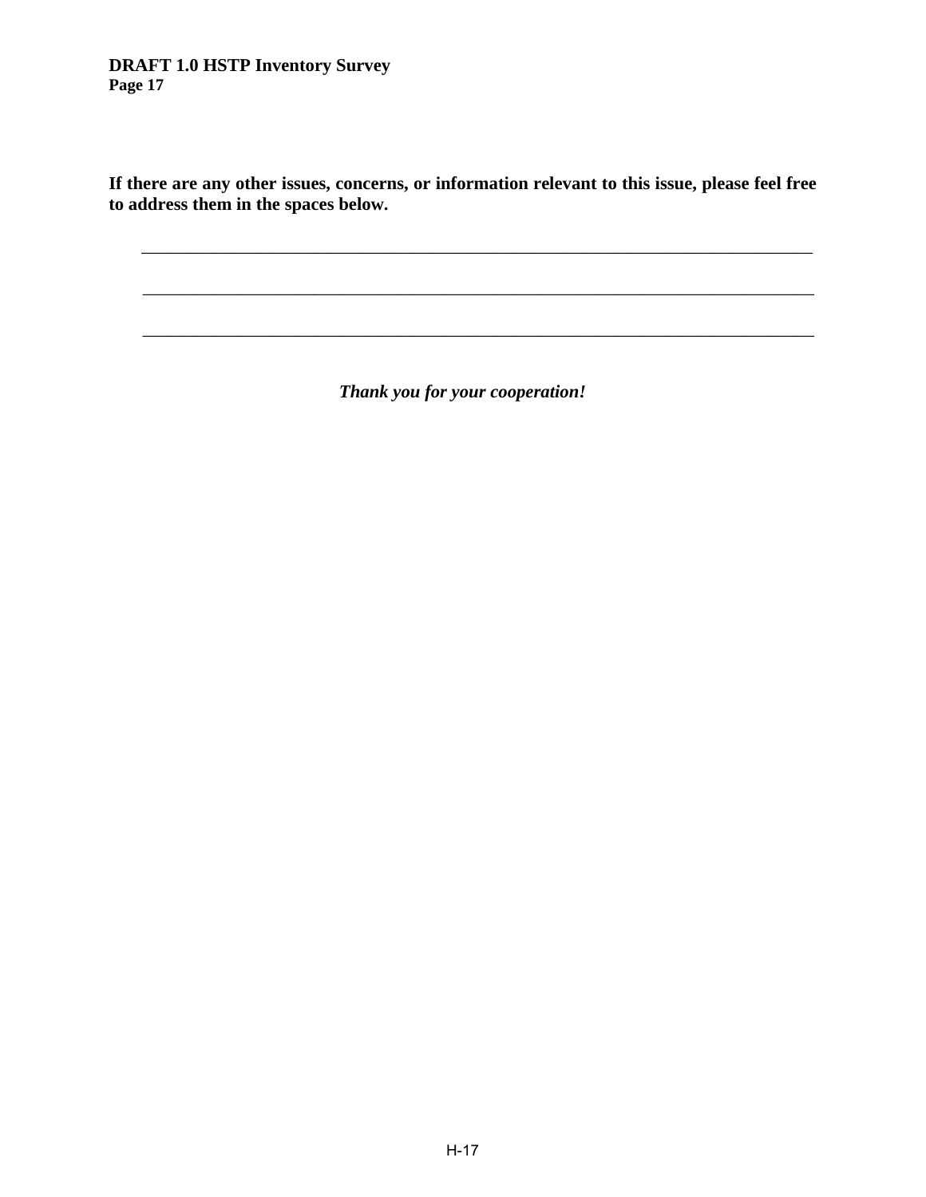**If there are any other issues, concerns, or information relevant to this issue, please feel free to address them in the spaces below.**

________________________________________________________________________________

________________________________________________________________________________

________________________________________________________________________________

***Thank you for your cooperation!***